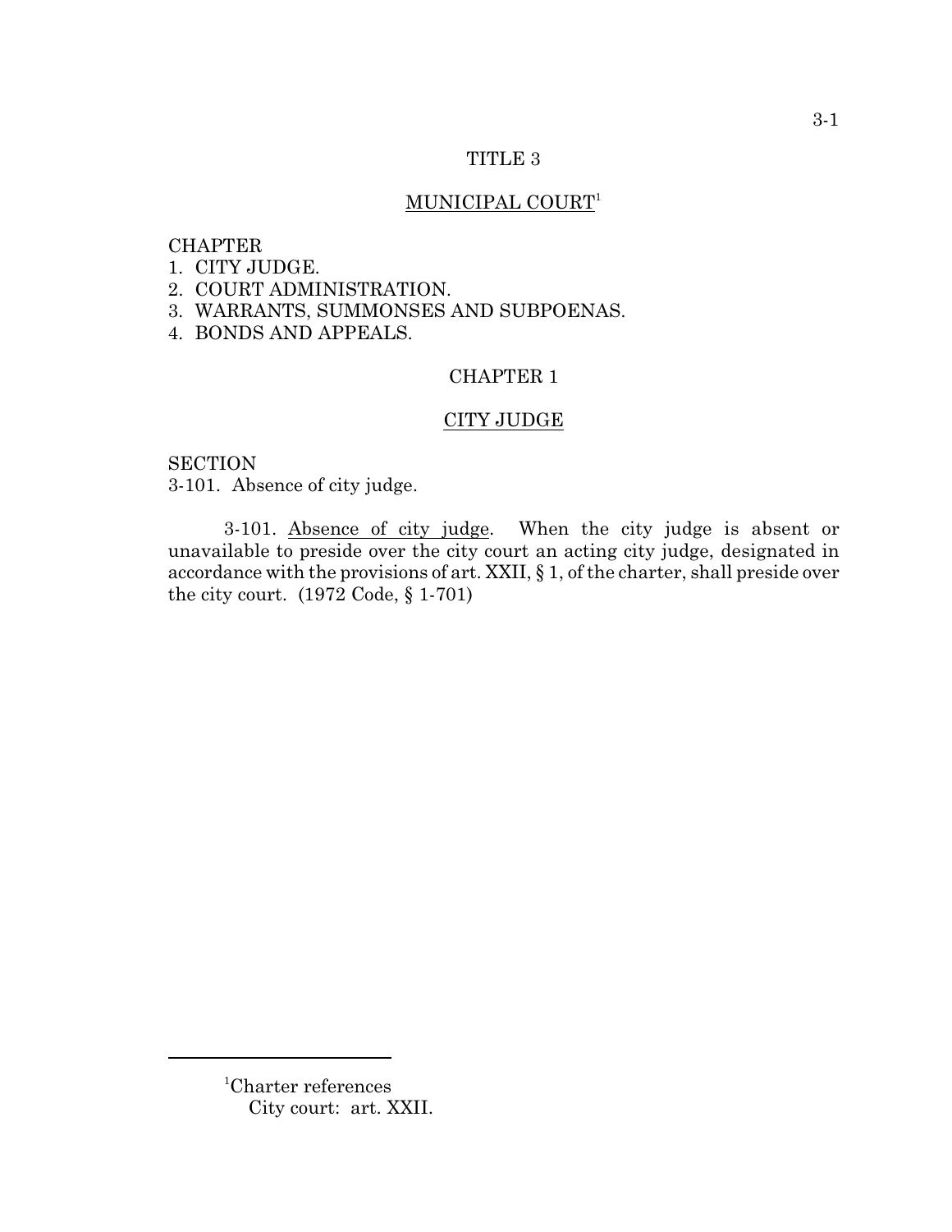# TITLE 3

## MUNICIPAL COURT[1]

CHAPTER
1. CITY JUDGE.
2. COURT ADMINISTRATION.
3. WARRANTS, SUMMONSES AND SUBPOENAS.
4. BONDS AND APPEALS.

## CHAPTER 1

## CITY JUDGE

SECTION
3-101. Absence of city judge.

3-101. Absence of city judge. When the city judge is absent or unavailable to preside over the city court an acting city judge, designated in accordance with the provisions of art. XXII, § 1, of the charter, shall preside over the city court. (1972 Code, § 1-701)

---

[1]Charter references
City court: art. XXII.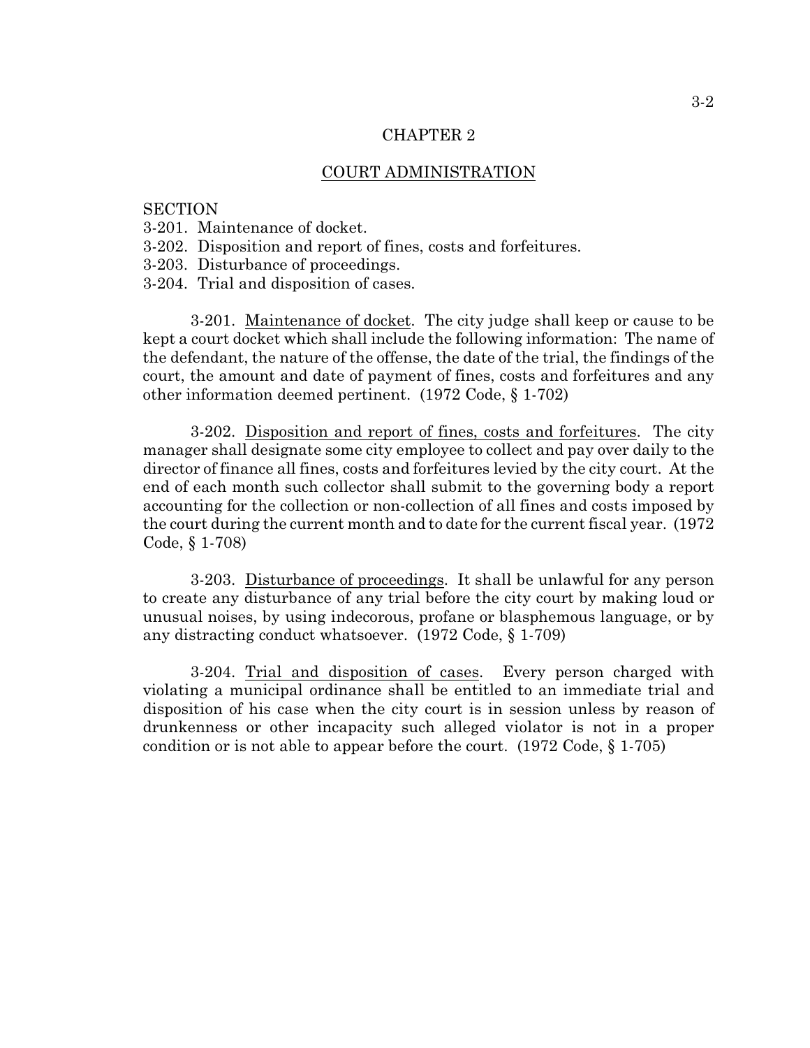# CHAPTER 2

## COURT ADMINISTRATION

SECTION
3-201. Maintenance of docket.
3-202. Disposition and report of fines, costs and forfeitures.
3-203. Disturbance of proceedings.
3-204. Trial and disposition of cases.

3-201. Maintenance of docket. The city judge shall keep or cause to be kept a court docket which shall include the following information: The name of the defendant, the nature of the offense, the date of the trial, the findings of the court, the amount and date of payment of fines, costs and forfeitures and any other information deemed pertinent. (1972 Code, § 1-702)

3-202. Disposition and report of fines, costs and forfeitures. The city manager shall designate some city employee to collect and pay over daily to the director of finance all fines, costs and forfeitures levied by the city court. At the end of each month such collector shall submit to the governing body a report accounting for the collection or non-collection of all fines and costs imposed by the court during the current month and to date for the current fiscal year. (1972 Code, § 1-708)

3-203. Disturbance of proceedings. It shall be unlawful for any person to create any disturbance of any trial before the city court by making loud or unusual noises, by using indecorous, profane or blasphemous language, or by any distracting conduct whatsoever. (1972 Code, § 1-709)

3-204. Trial and disposition of cases. Every person charged with violating a municipal ordinance shall be entitled to an immediate trial and disposition of his case when the city court is in session unless by reason of drunkenness or other incapacity such alleged violator is not in a proper condition or is not able to appear before the court. (1972 Code, § 1-705)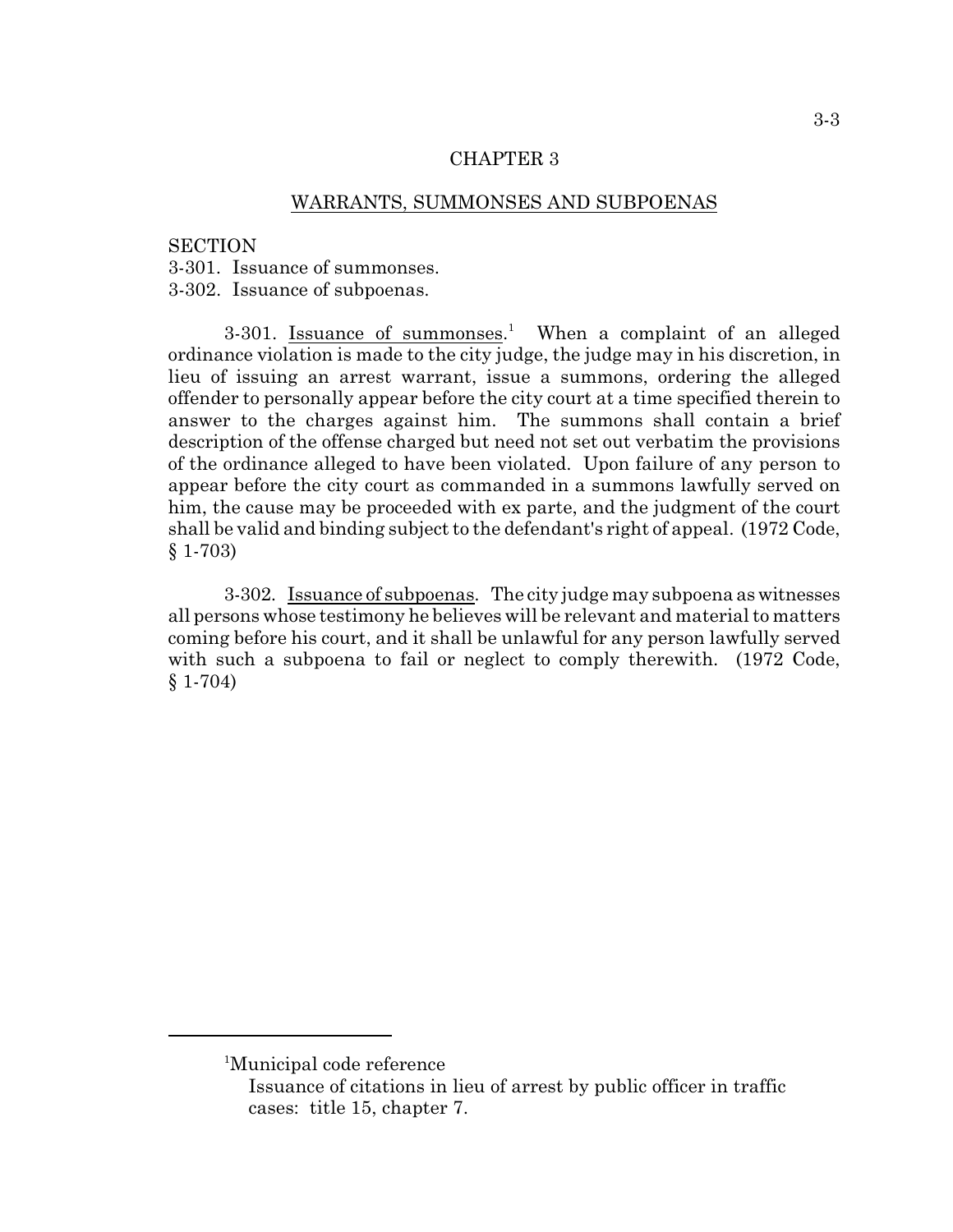# CHAPTER 3

## WARRANTS, SUMMONSES AND SUBPOENAS

SECTION
3-301. Issuance of summonses.
3-302. Issuance of subpoenas.

3-301. Issuance of summonses.[1] When a complaint of an alleged ordinance violation is made to the city judge, the judge may in his discretion, in lieu of issuing an arrest warrant, issue a summons, ordering the alleged offender to personally appear before the city court at a time specified therein to answer to the charges against him. The summons shall contain a brief description of the offense charged but need not set out verbatim the provisions of the ordinance alleged to have been violated. Upon failure of any person to appear before the city court as commanded in a summons lawfully served on him, the cause may be proceeded with ex parte, and the judgment of the court shall be valid and binding subject to the defendant's right of appeal. (1972 Code, § 1-703)

3-302. Issuance of subpoenas. The city judge may subpoena as witnesses all persons whose testimony he believes will be relevant and material to matters coming before his court, and it shall be unlawful for any person lawfully served with such a subpoena to fail or neglect to comply therewith. (1972 Code, § 1-704)

---

[1]Municipal code reference
Issuance of citations in lieu of arrest by public officer in traffic cases: title 15, chapter 7.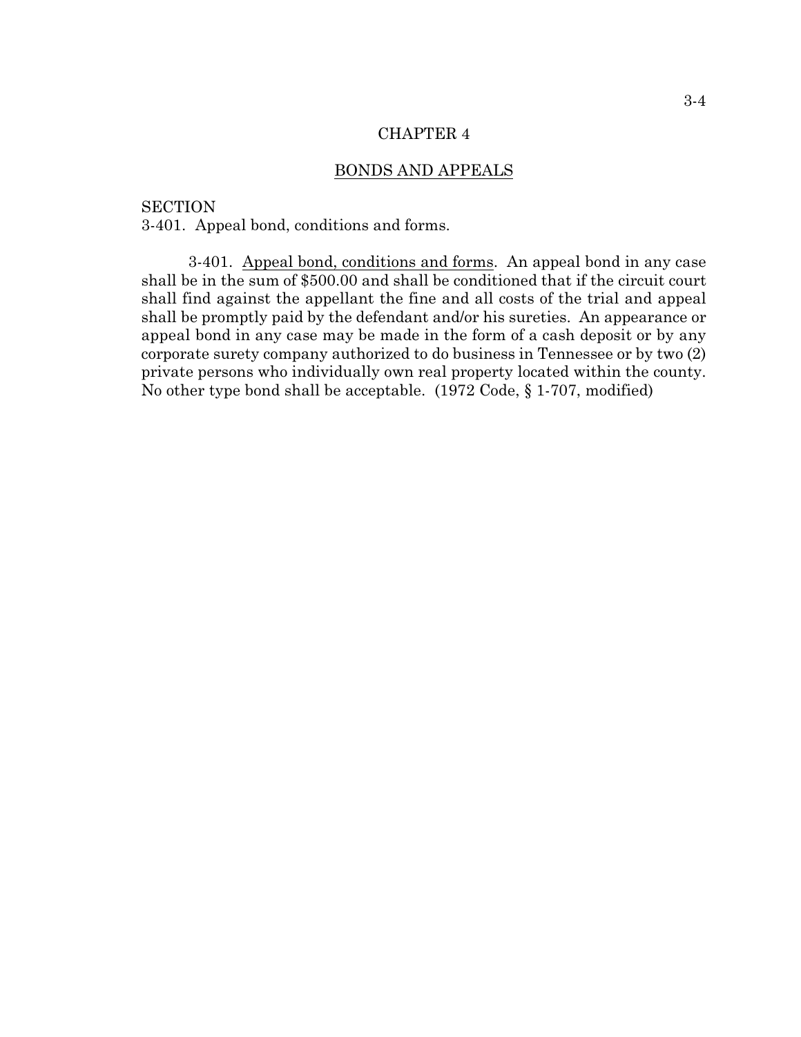# CHAPTER 4

## BONDS AND APPEALS

SECTION
3-401. Appeal bond, conditions and forms.

3-401. Appeal bond, conditions and forms. An appeal bond in any case shall be in the sum of $500.00 and shall be conditioned that if the circuit court shall find against the appellant the fine and all costs of the trial and appeal shall be promptly paid by the defendant and/or his sureties. An appearance or appeal bond in any case may be made in the form of a cash deposit or by any corporate surety company authorized to do business in Tennessee or by two (2) private persons who individually own real property located within the county. No other type bond shall be acceptable. (1972 Code, § 1-707, modified)